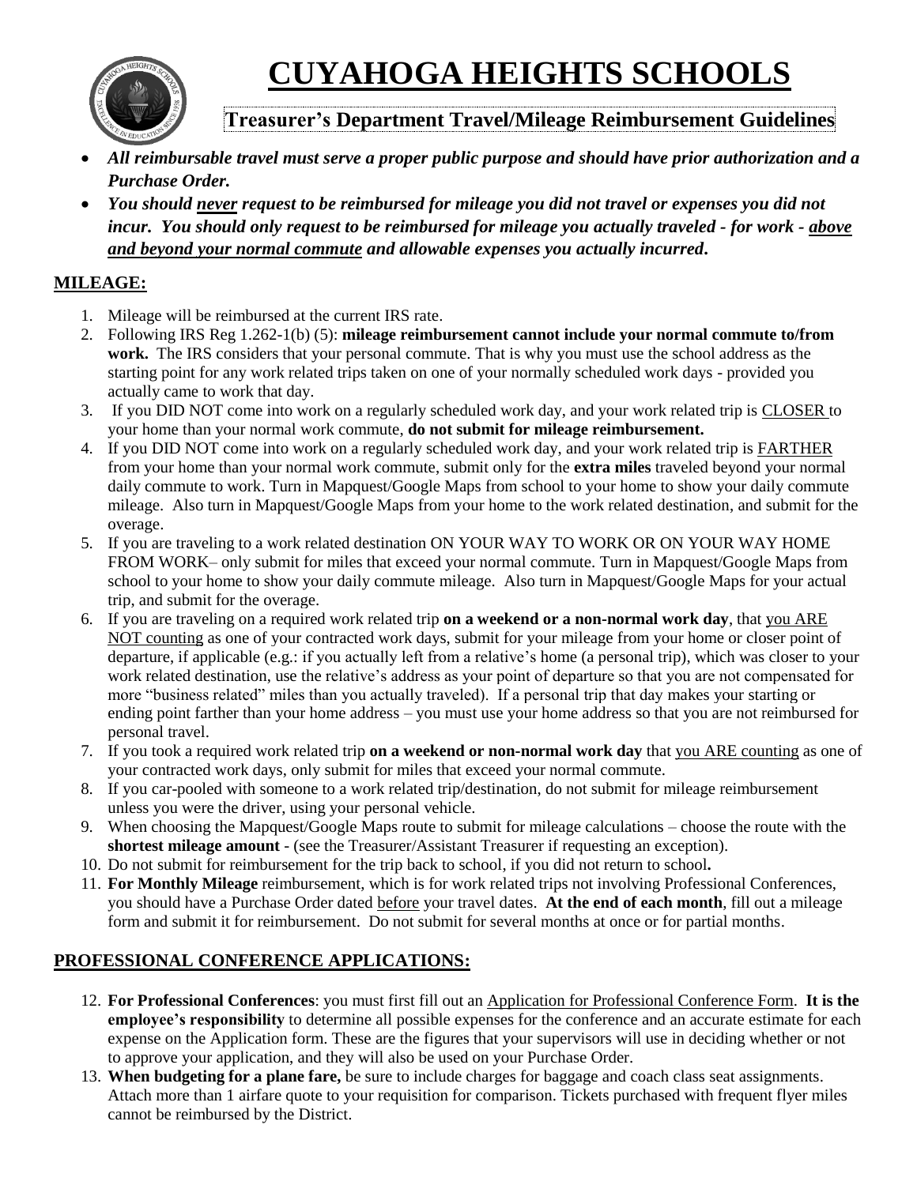# CUYAHOGA HEIGHTS SCHOOLS

## Treasurer's Department Travel/Mileage Reimbursement Guidelines

- ***All reimbursable travel must serve a proper public purpose and should have prior authorization and a Purchase Order.***
- ***You should never request to be reimbursed for mileage you did not travel or expenses you did not incur. You should only request to be reimbursed for mileage you actually traveled - for work - above and beyond your normal commute and allowable expenses you actually incurred.***

### MILEAGE:

1. Mileage will be reimbursed at the current IRS rate.
2. Following IRS Reg 1.262-1(b) (5): **mileage reimbursement cannot include your normal commute to/from work.** The IRS considers that your personal commute. That is why you must use the school address as the starting point for any work related trips taken on one of your normally scheduled work days - provided you actually came to work that day.
3. If you DID NOT come into work on a regularly scheduled work day, and your work related trip is CLOSER to your home than your normal work commute, **do not submit for mileage reimbursement.**
4. If you DID NOT come into work on a regularly scheduled work day, and your work related trip is FARTHER from your home than your normal work commute, submit only for the **extra miles** traveled beyond your normal daily commute to work. Turn in Mapquest/Google Maps from school to your home to show your daily commute mileage. Also turn in Mapquest/Google Maps from your home to the work related destination, and submit for the overage.
5. If you are traveling to a work related destination ON YOUR WAY TO WORK OR ON YOUR WAY HOME FROM WORK– only submit for miles that exceed your normal commute. Turn in Mapquest/Google Maps from school to your home to show your daily commute mileage. Also turn in Mapquest/Google Maps for your actual trip, and submit for the overage.
6. If you are traveling on a required work related trip **on a weekend or a non-normal work day**, that you ARE NOT counting as one of your contracted work days, submit for your mileage from your home or closer point of departure, if applicable (e.g.: if you actually left from a relative's home (a personal trip), which was closer to your work related destination, use the relative's address as your point of departure so that you are not compensated for more "business related" miles than you actually traveled). If a personal trip that day makes your starting or ending point farther than your home address – you must use your home address so that you are not reimbursed for personal travel.
7. If you took a required work related trip **on a weekend or non-normal work day** that you ARE counting as one of your contracted work days, only submit for miles that exceed your normal commute.
8. If you car-pooled with someone to a work related trip/destination, do not submit for mileage reimbursement unless you were the driver, using your personal vehicle.
9. When choosing the Mapquest/Google Maps route to submit for mileage calculations – choose the route with the **shortest mileage amount** - (see the Treasurer/Assistant Treasurer if requesting an exception).
10. Do not submit for reimbursement for the trip back to school, if you did not return to school**.**
11. **For Monthly Mileage** reimbursement, which is for work related trips not involving Professional Conferences, you should have a Purchase Order dated before your travel dates. **At the end of each month**, fill out a mileage form and submit it for reimbursement. Do not submit for several months at once or for partial months.

### PROFESSIONAL CONFERENCE APPLICATIONS:

12. **For Professional Conferences**: you must first fill out an Application for Professional Conference Form. **It is the employee's responsibility** to determine all possible expenses for the conference and an accurate estimate for each expense on the Application form. These are the figures that your supervisors will use in deciding whether or not to approve your application, and they will also be used on your Purchase Order.
13. **When budgeting for a plane fare,** be sure to include charges for baggage and coach class seat assignments. Attach more than 1 airfare quote to your requisition for comparison. Tickets purchased with frequent flyer miles cannot be reimbursed by the District.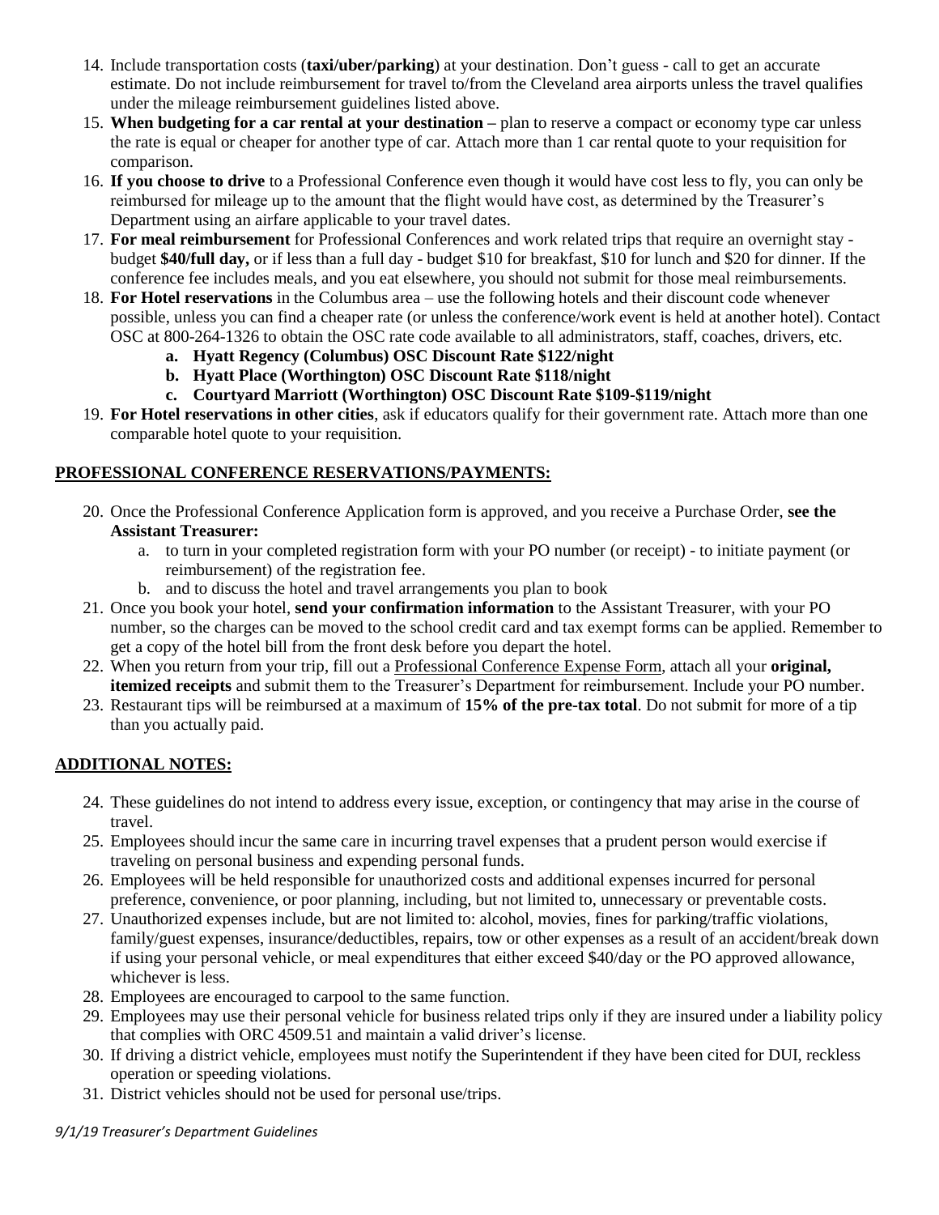14. Include transportation costs (**taxi/uber/parking**) at your destination. Don't guess - call to get an accurate estimate. Do not include reimbursement for travel to/from the Cleveland area airports unless the travel qualifies under the mileage reimbursement guidelines listed above.
15. **When budgeting for a car rental at your destination** – plan to reserve a compact or economy type car unless the rate is equal or cheaper for another type of car. Attach more than 1 car rental quote to your requisition for comparison.
16. **If you choose to drive** to a Professional Conference even though it would have cost less to fly, you can only be reimbursed for mileage up to the amount that the flight would have cost, as determined by the Treasurer's Department using an airfare applicable to your travel dates.
17. **For meal reimbursement** for Professional Conferences and work related trips that require an overnight stay - budget **$40/full day,** or if less than a full day - budget $10 for breakfast, $10 for lunch and $20 for dinner. If the conference fee includes meals, and you eat elsewhere, you should not submit for those meal reimbursements.
18. **For Hotel reservations** in the Columbus area – use the following hotels and their discount code whenever possible, unless you can find a cheaper rate (or unless the conference/work event is held at another hotel). Contact OSC at 800-264-1326 to obtain the OSC rate code available to all administrators, staff, coaches, drivers, etc.
    a. **Hyatt Regency (Columbus) OSC Discount Rate $122/night**
    b. **Hyatt Place (Worthington) OSC Discount Rate $118/night**
    c. **Courtyard Marriott (Worthington) OSC Discount Rate $109-$119/night**
19. **For Hotel reservations in other cities**, ask if educators qualify for their government rate. Attach more than one comparable hotel quote to your requisition.

## PROFESSIONAL CONFERENCE RESERVATIONS/PAYMENTS:

20. Once the Professional Conference Application form is approved, and you receive a Purchase Order, **see the Assistant Treasurer:**
    a. to turn in your completed registration form with your PO number (or receipt) - to initiate payment (or reimbursement) of the registration fee.
    b. and to discuss the hotel and travel arrangements you plan to book
21. Once you book your hotel, **send your confirmation information** to the Assistant Treasurer, with your PO number, so the charges can be moved to the school credit card and tax exempt forms can be applied. Remember to get a copy of the hotel bill from the front desk before you depart the hotel.
22. When you return from your trip, fill out a Professional Conference Expense Form, attach all your **original, itemized receipts** and submit them to the Treasurer's Department for reimbursement. Include your PO number.
23. Restaurant tips will be reimbursed at a maximum of **15% of the pre-tax total**. Do not submit for more of a tip than you actually paid.

## ADDITIONAL NOTES:

24. These guidelines do not intend to address every issue, exception, or contingency that may arise in the course of travel.
25. Employees should incur the same care in incurring travel expenses that a prudent person would exercise if traveling on personal business and expending personal funds.
26. Employees will be held responsible for unauthorized costs and additional expenses incurred for personal preference, convenience, or poor planning, including, but not limited to, unnecessary or preventable costs.
27. Unauthorized expenses include, but are not limited to: alcohol, movies, fines for parking/traffic violations, family/guest expenses, insurance/deductibles, repairs, tow or other expenses as a result of an accident/break down if using your personal vehicle, or meal expenditures that either exceed $40/day or the PO approved allowance, whichever is less.
28. Employees are encouraged to carpool to the same function.
29. Employees may use their personal vehicle for business related trips only if they are insured under a liability policy that complies with ORC 4509.51 and maintain a valid driver's license.
30. If driving a district vehicle, employees must notify the Superintendent if they have been cited for DUI, reckless operation or speeding violations.
31. District vehicles should not be used for personal use/trips.

*9/1/19 Treasurer's Department Guidelines*